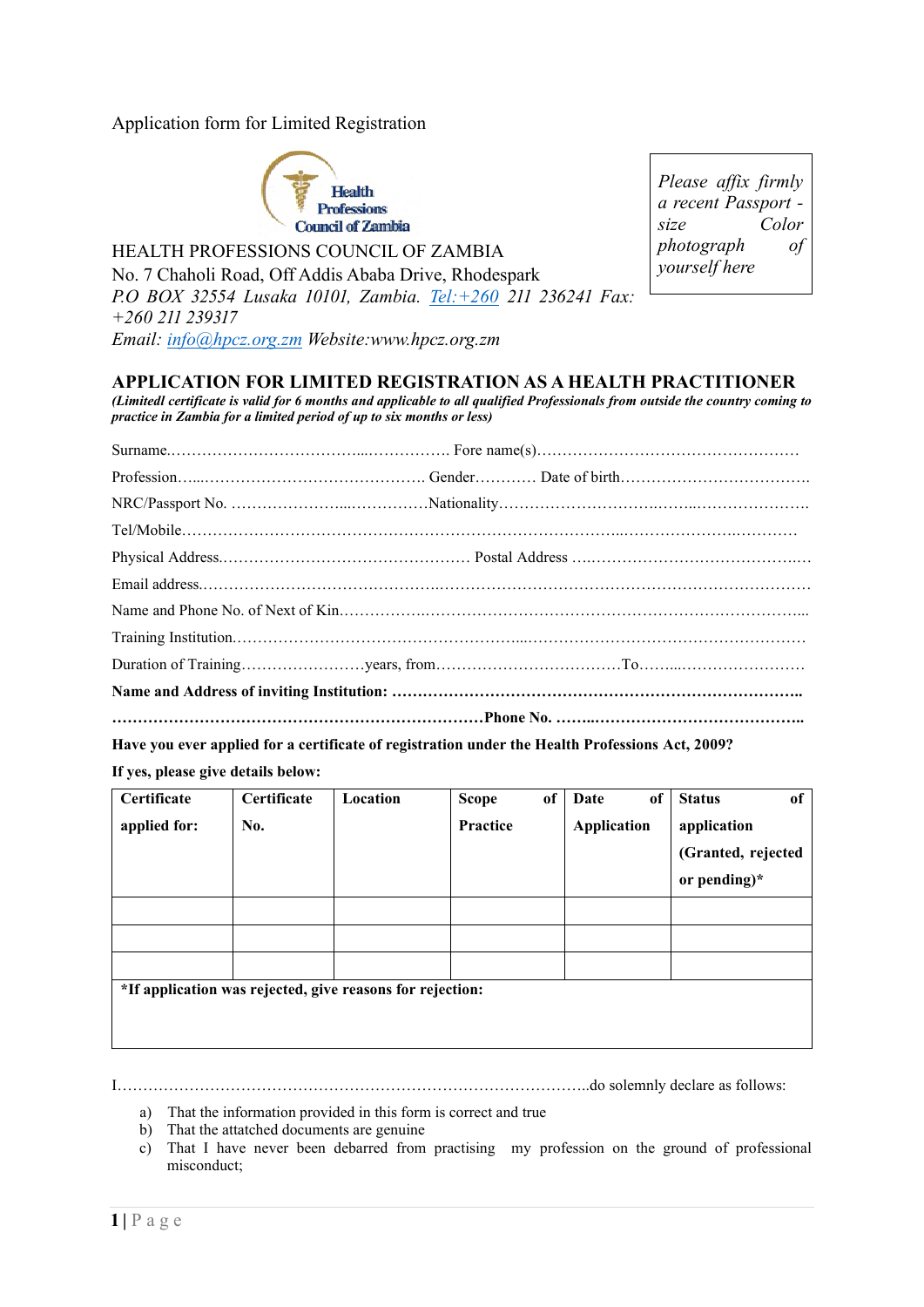Application form for Limited Registration

*Please affix firmly a recent Passport - size Color photograph of yourself here*

HEALTH PROFESSIONS COUNCIL OF ZAMBIA
No. 7 Chaholi Road, Off Addis Ababa Drive, Rhodespark
*P.O BOX 32554 Lusaka 10101, Zambia. Tel:+260 211 236241 Fax: +260 211 239317*
*Email: info@hpcz.org.zm Website:www.hpcz.org.zm*

## APPLICATION FOR LIMITED REGISTRATION AS A HEALTH PRACTITIONER

***(Limitedl certificate is valid for 6 months and applicable to all qualified Professionals from outside the country coming to practice in Zambia for a limited period of up to six months or less)***

Surname.……………………………...……………. Fore name(s)……………………………………………

Profession…...……………………………………. Gender………… Date of birth……………………………….

NRC/Passport No. …………………...……………Nationality……………………….……..………………….

Tel/Mobile……………………………………………………………………...……………….…………

Physical Address.………………………………………… Postal Address ….…………………………….…

Email address.……………………………….…………………………………………………………………

Name and Phone No. of Next of Kin……………..……………………………………………………………...

Training Institution.………………………………………….....………………………………………………

Duration of Training……………………years, from………………………………To……..……………………

**Name and Address of inviting Institution: ……………………………………………………………………..**

**………………………………………………………………Phone No. ……..…………………………………..**

**Have you ever applied for a certificate of registration under the Health Professions Act, 2009?**

**If yes, please give details below:**

| Certificate applied for: | Certificate No. | Location | Scope of Practice | Date of Application | Status of application (Granted, rejected or pending)* |
|---|---|---|---|---|---|
| | | | | | |
| | | | | | |
| | | | | | |
| ***If application was rejected, give reasons for rejection:** | | | | | |

I……………………………………………………………………………..do solemnly declare as follows:

a) That the information provided in this form is correct and true
b) That the attatched documents are genuine
c) That I have never been debarred from practising my profession on the ground of professional misconduct;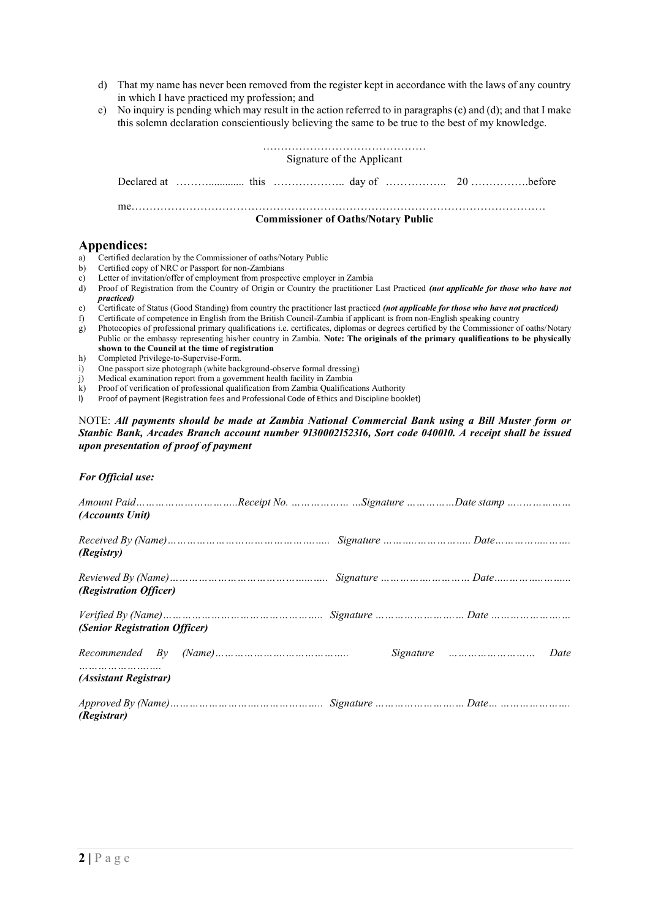d) That my name has never been removed from the register kept in accordance with the laws of any country in which I have practiced my profession; and

e) No inquiry is pending which may result in the action referred to in paragraphs (c) and (d); and that I make this solemn declaration conscientiously believing the same to be true to the best of my knowledge.

……………………………………
Signature of the Applicant

Declared at ………............ this ……………….. day of …………….. 20 …………….before

me…………………………………………………………………………………………………
**Commissioner of Oaths/Notary Public**

## Appendices:

a) Certified declaration by the Commissioner of oaths/Notary Public
b) Certified copy of NRC or Passport for non-Zambians
c) Letter of invitation/offer of employment from prospective employer in Zambia
d) Proof of Registration from the Country of Origin or Country the practitioner Last Practiced ***(not applicable for those who have not practiced)***
e) Certificate of Status (Good Standing) from country the practitioner last practiced ***(not applicable for those who have not practiced)***
f) Certificate of competence in English from the British Council-Zambia if applicant is from non-English speaking country
g) Photocopies of professional primary qualifications i.e. certificates, diplomas or degrees certified by the Commissioner of oaths/Notary Public or the embassy representing his/her country in Zambia. **Note: The originals of the primary qualifications to be physically shown to the Council at the time of registration**
h) Completed Privilege-to-Supervise-Form.
i) One passport size photograph (white background-observe formal dressing)
j) Medical examination report from a government health facility in Zambia
k) Proof of verification of professional qualification from Zambia Qualifications Authority
l) Proof of payment (Registration fees and Professional Code of Ethics and Discipline booklet)

NOTE: ***All payments should be made at Zambia National Commercial Bank using a Bill Muster form or Stanbic Bank, Arcades Branch account number 9130002152316, Sort code 040010. A receipt shall be issued upon presentation of proof of payment***

***For Official use:***

*Amount Paid…………………………..Receipt No. ……………… …Signature ……………Date stamp ..………………*
***(Accounts Unit)***

*Received By (Name)……………………………………….. Signature ………..…………….. Date…………….…….*
***(Registry)***

*Reviewed By (Name)…………………………………..….. Signature …………………….… Date..……….….……..*
***(Registration Officer)***

*Verified By (Name)……………………………………….. Signature …………………..… Date ……………………*
***(Senior Registration Officer)***

*Recommended By (Name)………………………………….. Signature …………………… Date ……………………*
***(Assistant Registrar)***

*Approved By (Name)……………………………………… Signature ……………………… Date… ………………….*
***(Registrar)***